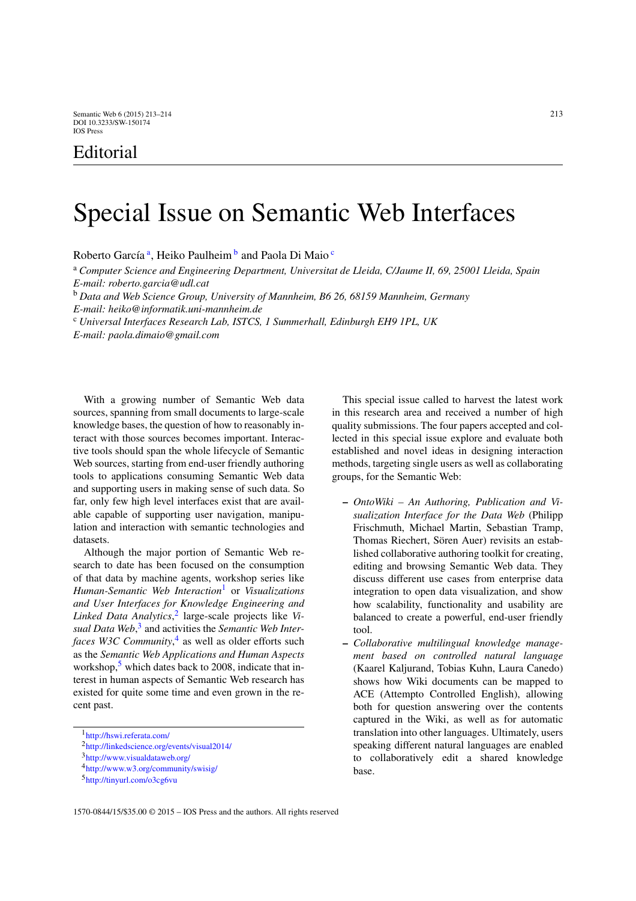Editorial

# Special Issue on Semantic Web Interfaces

Roberto García [a], Heiko Paulheim [b] and Paola Di Maio [c]

[a] *Computer Science and Engineering Department, Universitat de Lleida, C/Jaume II, 69, 25001 Lleida, Spain*
*E-mail: roberto.garcia@udl.cat*
[b] *Data and Web Science Group, University of Mannheim, B6 26, 68159 Mannheim, Germany*
*E-mail: heiko@informatik.uni-mannheim.de*
[c] *Universal Interfaces Research Lab, ISTCS, 1 Summerhall, Edinburgh EH9 1PL, UK*
*E-mail: paola.dimaio@gmail.com*

With a growing number of Semantic Web data sources, spanning from small documents to large-scale knowledge bases, the question of how to reasonably interact with those sources becomes important. Interactive tools should span the whole lifecycle of Semantic Web sources, starting from end-user friendly authoring tools to applications consuming Semantic Web data and supporting users in making sense of such data. So far, only few high level interfaces exist that are available capable of supporting user navigation, manipulation and interaction with semantic technologies and datasets.

Although the major portion of Semantic Web research to date has been focused on the consumption of that data by machine agents, workshop series like *Human-Semantic Web Interaction*[1] or *Visualizations and User Interfaces for Knowledge Engineering and Linked Data Analytics*,[2] large-scale projects like *Visual Data Web*,[3] and activities the *Semantic Web Interfaces W3C Community*,[4] as well as older efforts such as the *Semantic Web Applications and Human Aspects* workshop,[5] which dates back to 2008, indicate that interest in human aspects of Semantic Web research has existed for quite some time and even grown in the recent past.

This special issue called to harvest the latest work in this research area and received a number of high quality submissions. The four papers accepted and collected in this special issue explore and evaluate both established and novel ideas in designing interaction methods, targeting single users as well as collaborating groups, for the Semantic Web:

- *OntoWiki – An Authoring, Publication and Visualization Interface for the Data Web* (Philipp Frischmuth, Michael Martin, Sebastian Tramp, Thomas Riechert, Sören Auer) revisits an established collaborative authoring toolkit for creating, editing and browsing Semantic Web data. They discuss different use cases from enterprise data integration to open data visualization, and show how scalability, functionality and usability are balanced to create a powerful, end-user friendly tool.
- *Collaborative multilingual knowledge management based on controlled natural language* (Kaarel Kaljurand, Tobias Kuhn, Laura Canedo) shows how Wiki documents can be mapped to ACE (Attempto Controlled English), allowing both for question answering over the contents captured in the Wiki, as well as for automatic translation into other languages. Ultimately, users speaking different natural languages are enabled to collaboratively edit a shared knowledge base.

[1] http://hswi.referata.com/
[2] http://linkedscience.org/events/visual2014/
[3] http://www.visualdataweb.org/
[4] http://www.w3.org/community/swisig/
[5] http://tinyurl.com/o3cg6vu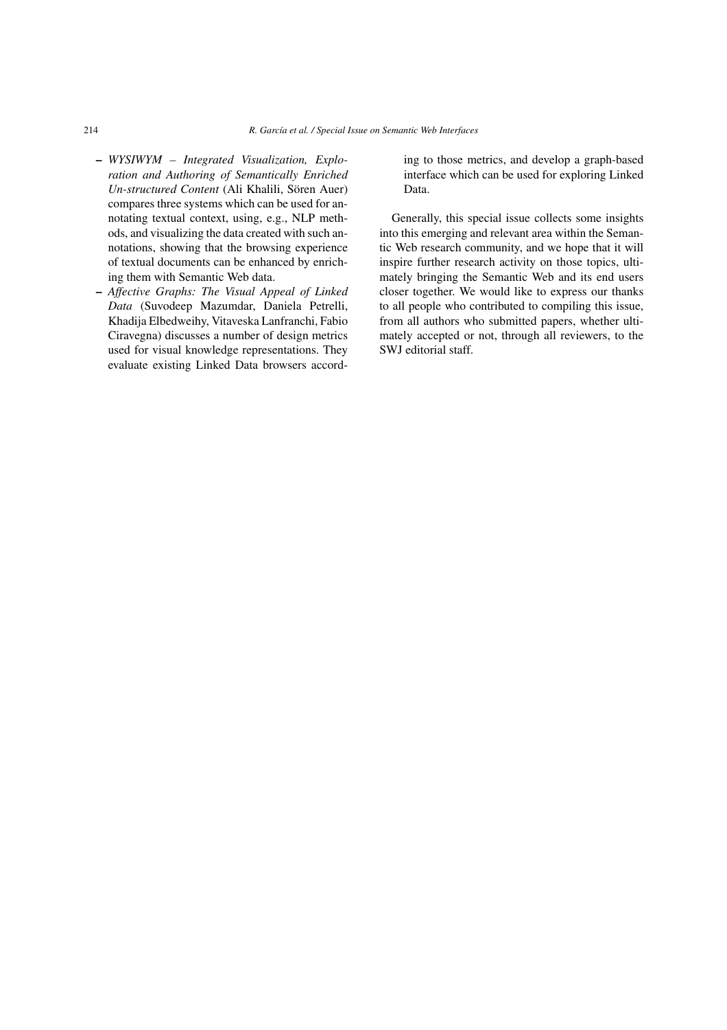- *WYSIWYM – Integrated Visualization, Exploration and Authoring of Semantically Enriched Un-structured Content* (Ali Khalili, Sören Auer) compares three systems which can be used for annotating textual context, using, e.g., NLP methods, and visualizing the data created with such annotations, showing that the browsing experience of textual documents can be enhanced by enriching them with Semantic Web data.
- *Affective Graphs: The Visual Appeal of Linked Data* (Suvodeep Mazumdar, Daniela Petrelli, Khadija Elbedweihy, Vitaveska Lanfranchi, Fabio Ciravegna) discusses a number of design metrics used for visual knowledge representations. They evaluate existing Linked Data browsers according to those metrics, and develop a graph-based interface which can be used for exploring Linked Data.

Generally, this special issue collects some insights into this emerging and relevant area within the Semantic Web research community, and we hope that it will inspire further research activity on those topics, ultimately bringing the Semantic Web and its end users closer together. We would like to express our thanks to all people who contributed to compiling this issue, from all authors who submitted papers, whether ultimately accepted or not, through all reviewers, to the SWJ editorial staff.